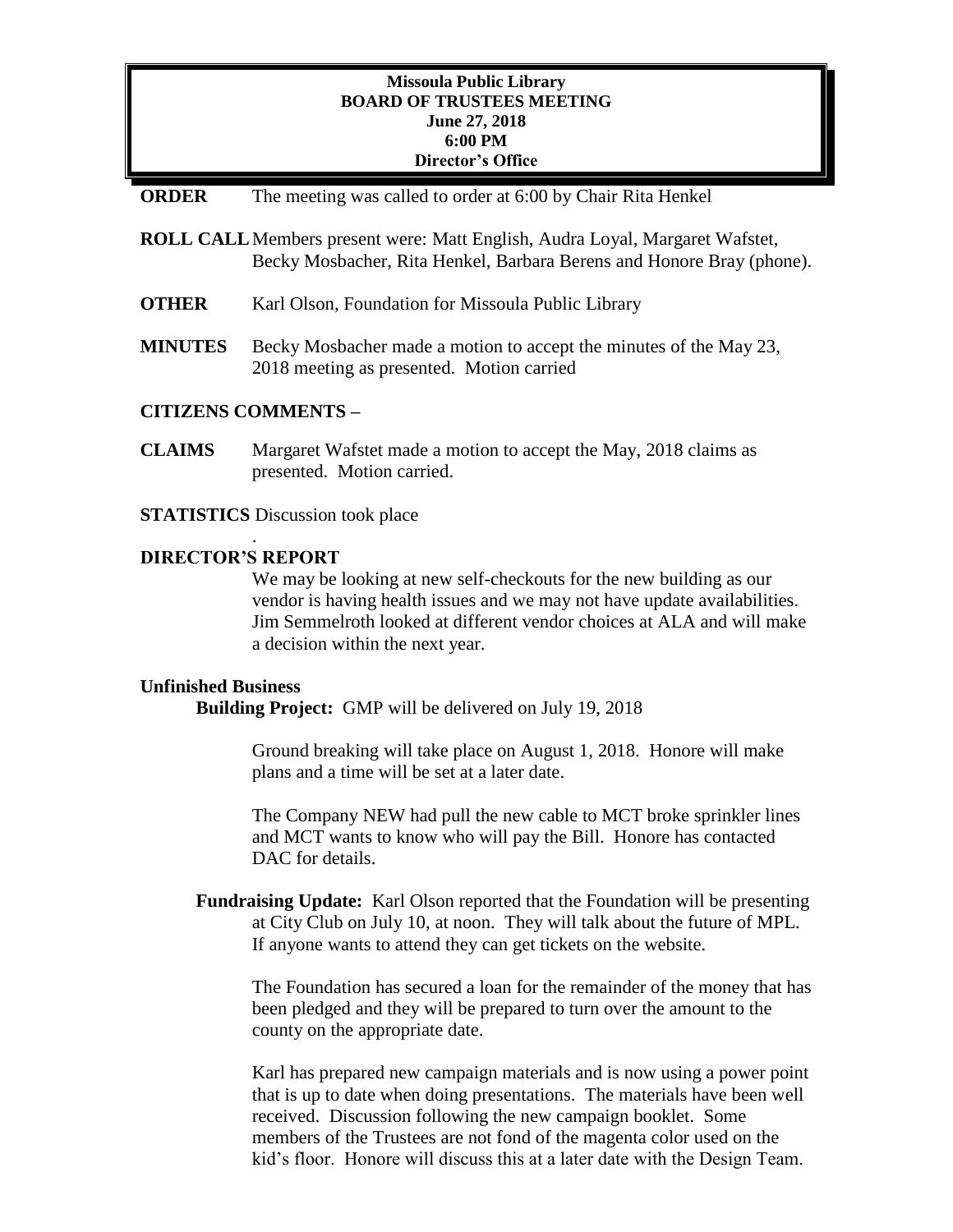**Missoula Public Library**
**BOARD OF TRUSTEES MEETING**
**June 27, 2018**
**6:00 PM**
**Director's Office**

**ORDER** The meeting was called to order at 6:00 by Chair Rita Henkel

**ROLL CALL** Members present were: Matt English, Audra Loyal, Margaret Wafstet, Becky Mosbacher, Rita Henkel, Barbara Berens and Honore Bray (phone).

**OTHER** Karl Olson, Foundation for Missoula Public Library

**MINUTES** Becky Mosbacher made a motion to accept the minutes of the May 23, 2018 meeting as presented. Motion carried

**CITIZENS COMMENTS –**

**CLAIMS** Margaret Wafstet made a motion to accept the May, 2018 claims as presented. Motion carried.

**STATISTICS** Discussion took place

.

**DIRECTOR'S REPORT**

We may be looking at new self-checkouts for the new building as our vendor is having health issues and we may not have update availabilities. Jim Semmelroth looked at different vendor choices at ALA and will make a decision within the next year.

**Unfinished Business**

**Building Project:** GMP will be delivered on July 19, 2018

Ground breaking will take place on August 1, 2018. Honore will make plans and a time will be set at a later date.

The Company NEW had pull the new cable to MCT broke sprinkler lines and MCT wants to know who will pay the Bill. Honore has contacted DAC for details.

**Fundraising Update:** Karl Olson reported that the Foundation will be presenting at City Club on July 10, at noon. They will talk about the future of MPL. If anyone wants to attend they can get tickets on the website.

The Foundation has secured a loan for the remainder of the money that has been pledged and they will be prepared to turn over the amount to the county on the appropriate date.

Karl has prepared new campaign materials and is now using a power point that is up to date when doing presentations. The materials have been well received. Discussion following the new campaign booklet. Some members of the Trustees are not fond of the magenta color used on the kid's floor. Honore will discuss this at a later date with the Design Team.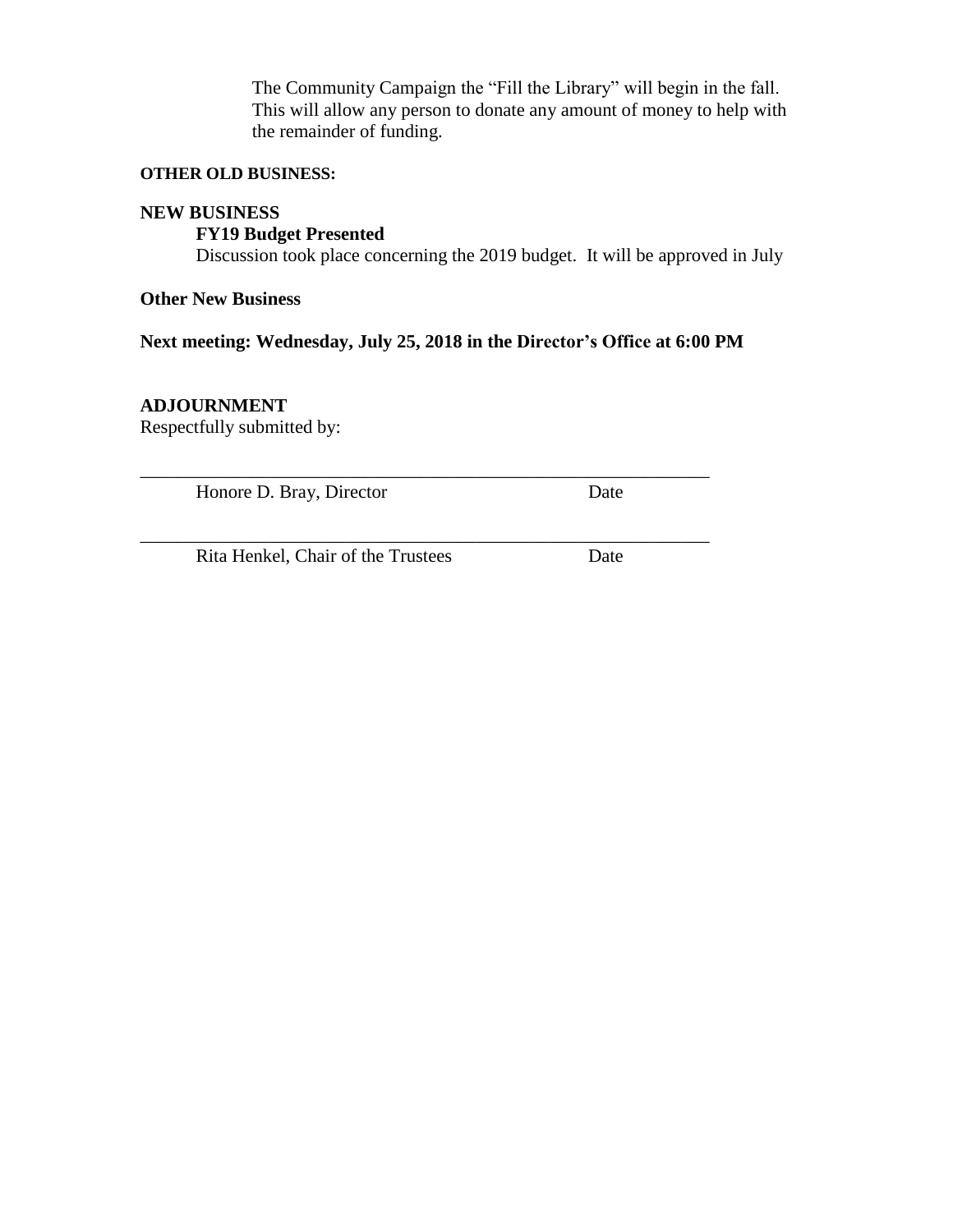The Community Campaign the "Fill the Library" will begin in the fall. This will allow any person to donate any amount of money to help with the remainder of funding.

**OTHER OLD BUSINESS:**

**NEW BUSINESS**

**FY19 Budget Presented**

Discussion took place concerning the 2019 budget. It will be approved in July

**Other New Business**

**Next meeting: Wednesday, July 25, 2018 in the Director's Office at 6:00 PM**

**ADJOURNMENT**

Respectfully submitted by:

\_\_\_\_\_\_\_\_\_\_\_\_\_\_\_\_\_\_\_\_\_\_\_\_\_\_\_\_\_\_\_\_\_\_\_\_\_\_\_\_\_\_\_\_\_\_\_\_\_\_\_\_\_\_\_\_\_\_\_\_

Honore D. Bray, Director Date

\_\_\_\_\_\_\_\_\_\_\_\_\_\_\_\_\_\_\_\_\_\_\_\_\_\_\_\_\_\_\_\_\_\_\_\_\_\_\_\_\_\_\_\_\_\_\_\_\_\_\_\_\_\_\_\_\_\_\_\_

Rita Henkel, Chair of the Trustees Date